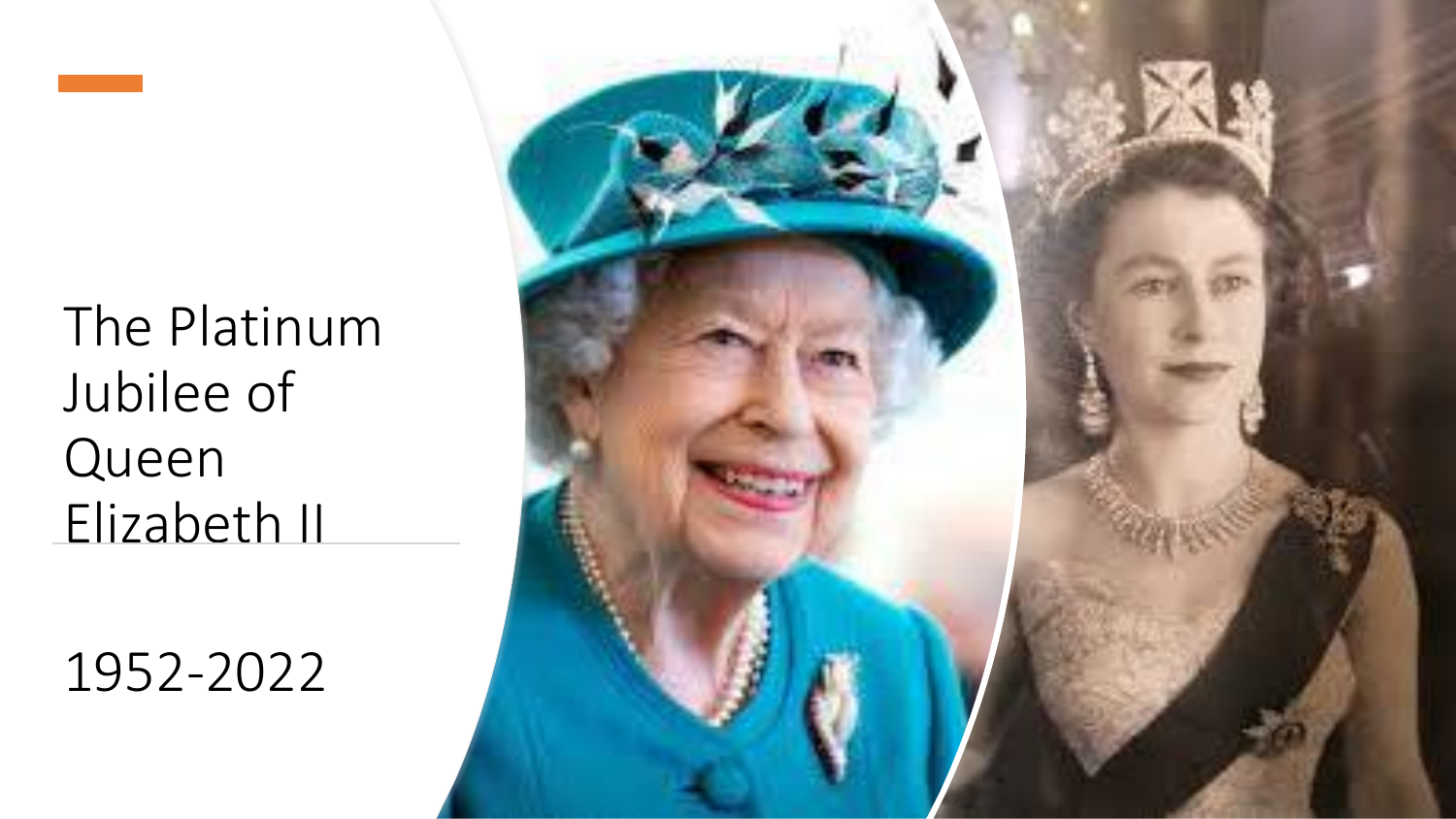# The Platinum Jubilee of Queen Elizabeth II

1952-2022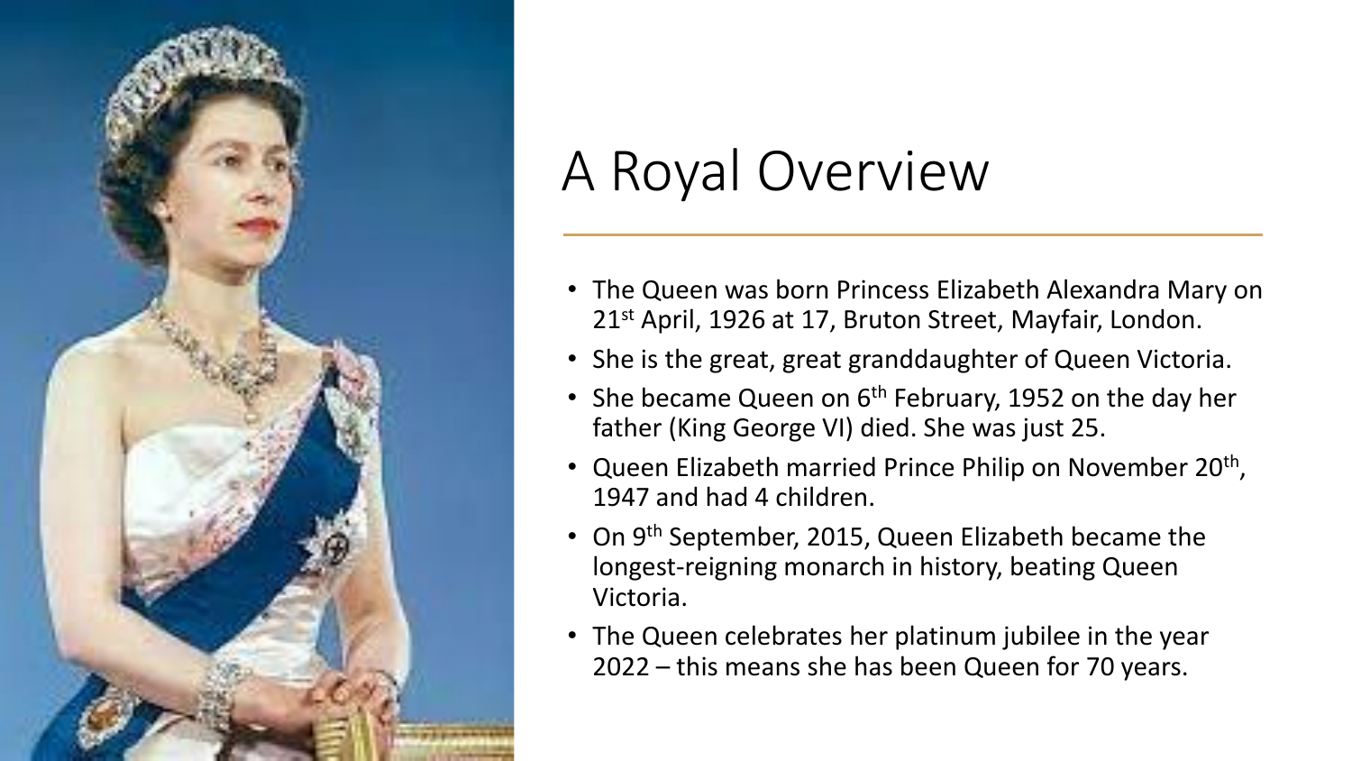# A Royal Overview

- The Queen was born Princess Elizabeth Alexandra Mary on 21st April, 1926 at 17, Bruton Street, Mayfair, London.
- She is the great, great granddaughter of Queen Victoria.
- She became Queen on 6th February, 1952 on the day her father (King George VI) died. She was just 25.
- Queen Elizabeth married Prince Philip on November 20th, 1947 and had 4 children.
- On 9th September, 2015, Queen Elizabeth became the longest-reigning monarch in history, beating Queen Victoria.
- The Queen celebrates her platinum jubilee in the year 2022 – this means she has been Queen for 70 years.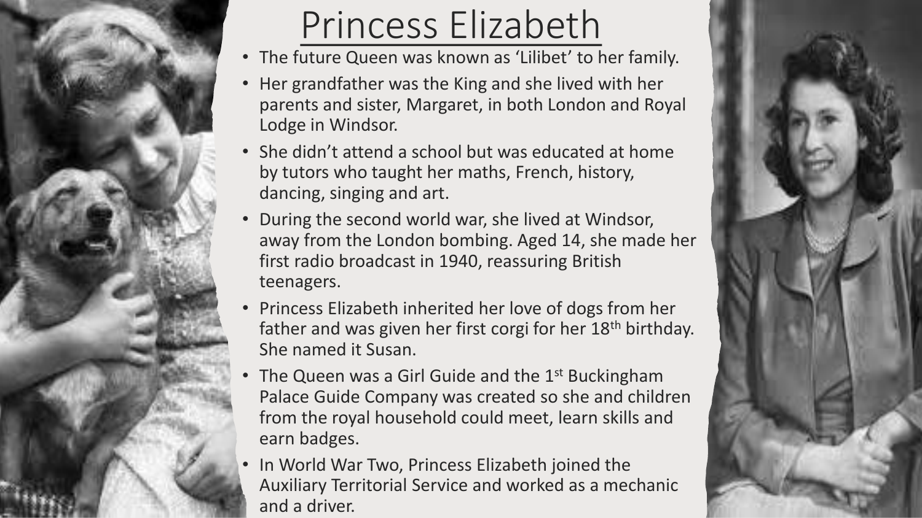# Princess Elizabeth

- The future Queen was known as 'Lilibet' to her family.
- Her grandfather was the King and she lived with her parents and sister, Margaret, in both London and Royal Lodge in Windsor.
- She didn't attend a school but was educated at home by tutors who taught her maths, French, history, dancing, singing and art.
- During the second world war, she lived at Windsor, away from the London bombing. Aged 14, she made her first radio broadcast in 1940, reassuring British teenagers.
- Princess Elizabeth inherited her love of dogs from her father and was given her first corgi for her 18th birthday. She named it Susan.
- The Queen was a Girl Guide and the 1st Buckingham Palace Guide Company was created so she and children from the royal household could meet, learn skills and earn badges.
- In World War Two, Princess Elizabeth joined the Auxiliary Territorial Service and worked as a mechanic and a driver.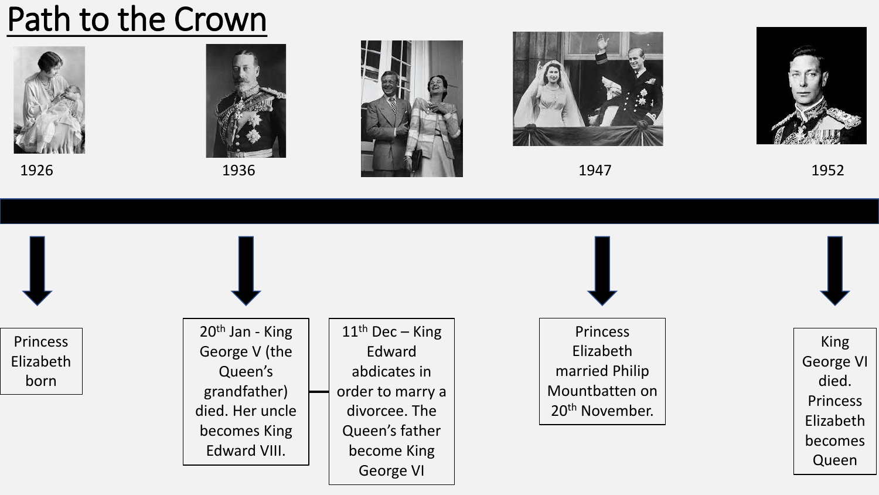# Path to the Crown

1926

Princess Elizabeth born

1936

20th Jan - King George V (the Queen's grandfather) died. Her uncle becomes King Edward VIII.

11th Dec – King Edward abdicates in order to marry a divorcee. The Queen's father become King George VI

1947

Princess Elizabeth married Philip Mountbatten on 20th November.

1952

King George VI died. Princess Elizabeth becomes Queen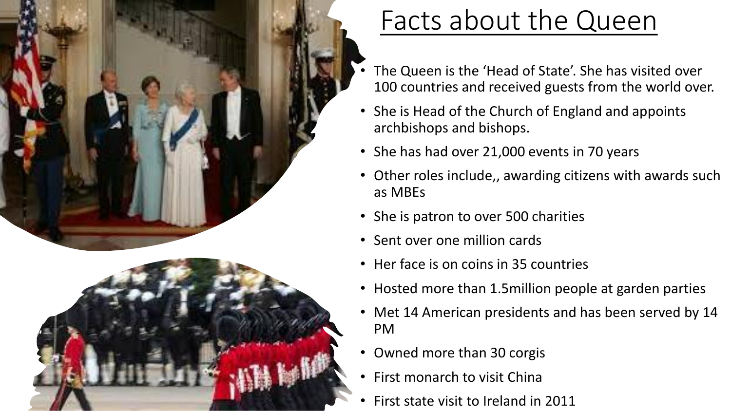# Facts about the Queen

- The Queen is the 'Head of State'. She has visited over 100 countries and received guests from the world over.
- She is Head of the Church of England and appoints archbishops and bishops.
- She has had over 21,000 events in 70 years
- Other roles include,, awarding citizens with awards such as MBEs
- She is patron to over 500 charities
- Sent over one million cards
- Her face is on coins in 35 countries
- Hosted more than 1.5million people at garden parties
- Met 14 American presidents and has been served by 14 PM
- Owned more than 30 corgis
- First monarch to visit China
- First state visit to Ireland in 2011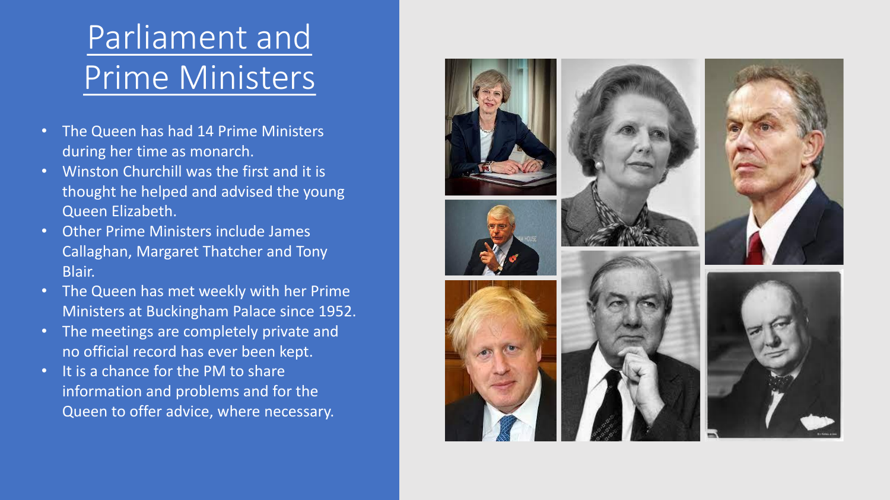# Parliament and Prime Ministers

- The Queen has had 14 Prime Ministers during her time as monarch.
- Winston Churchill was the first and it is thought he helped and advised the young Queen Elizabeth.
- Other Prime Ministers include James Callaghan, Margaret Thatcher and Tony Blair.
- The Queen has met weekly with her Prime Ministers at Buckingham Palace since 1952.
- The meetings are completely private and no official record has ever been kept.
- It is a chance for the PM to share information and problems and for the Queen to offer advice, where necessary.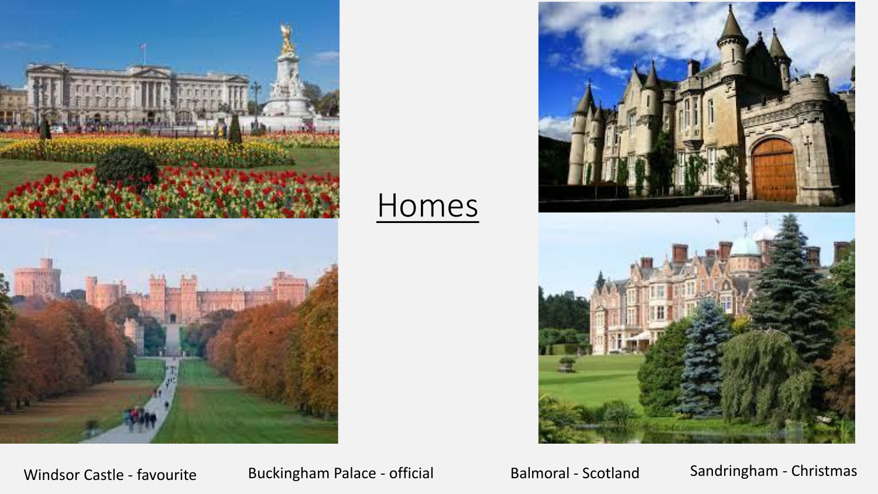# Homes

Windsor Castle - favourite

Buckingham Palace - official

Balmoral - Scotland

Sandringham - Christmas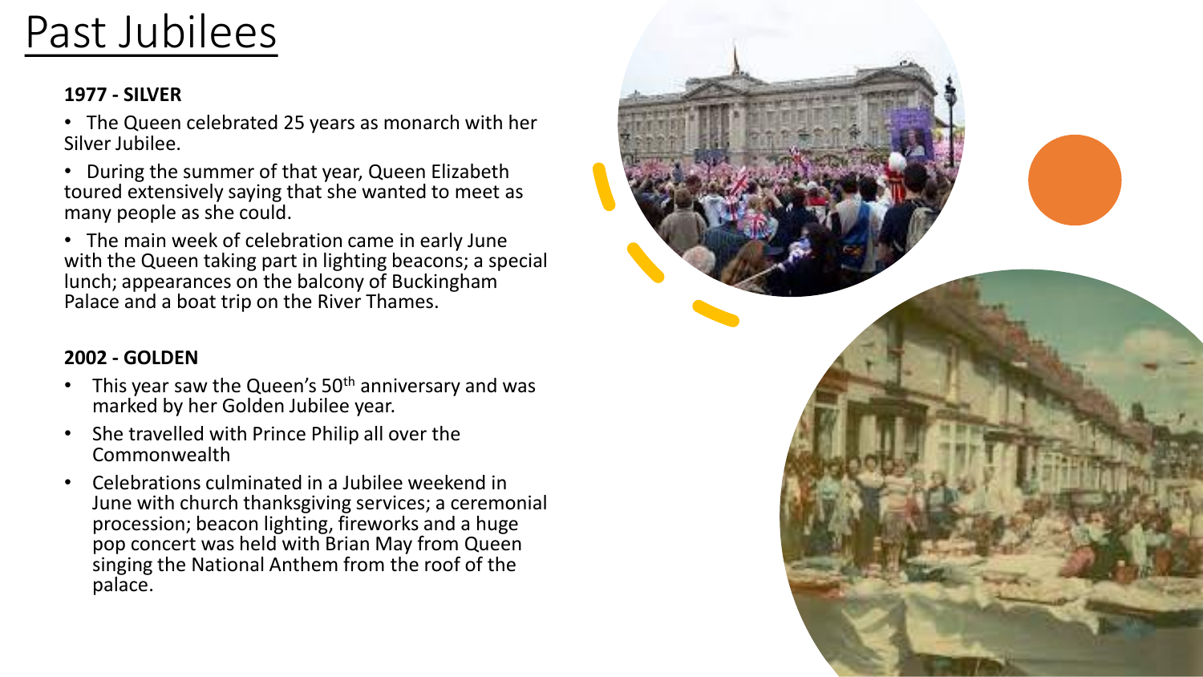# Past Jubilees

**1977 - SILVER**

- The Queen celebrated 25 years as monarch with her Silver Jubilee.
- During the summer of that year, Queen Elizabeth toured extensively saying that she wanted to meet as many people as she could.
- The main week of celebration came in early June with the Queen taking part in lighting beacons; a special lunch; appearances on the balcony of Buckingham Palace and a boat trip on the River Thames.

**2002 - GOLDEN**

- This year saw the Queen's 50th anniversary and was marked by her Golden Jubilee year.
- She travelled with Prince Philip all over the Commonwealth
- Celebrations culminated in a Jubilee weekend in June with church thanksgiving services; a ceremonial procession; beacon lighting, fireworks and a huge pop concert was held with Brian May from Queen singing the National Anthem from the roof of the palace.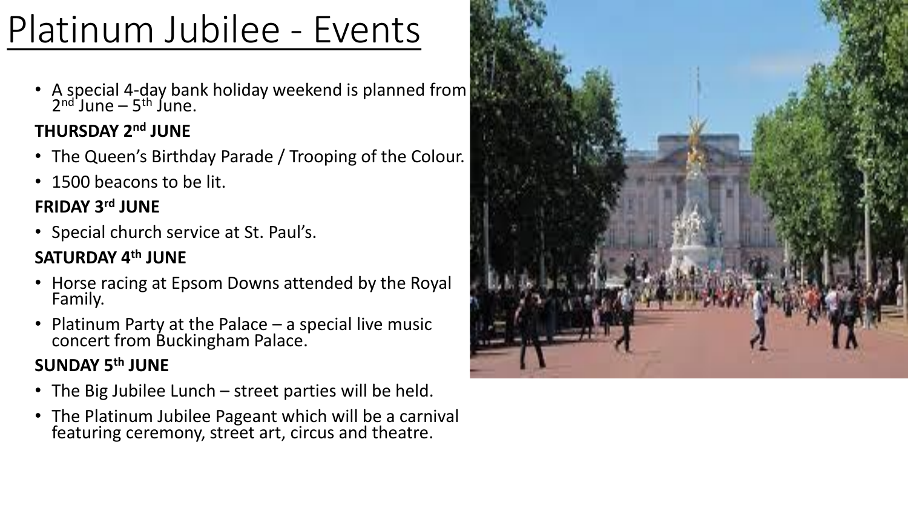# Platinum Jubilee - Events

- A special 4-day bank holiday weekend is planned from 2nd June – 5th June.

**THURSDAY 2nd JUNE**

- The Queen's Birthday Parade / Trooping of the Colour.
- 1500 beacons to be lit.

**FRIDAY 3rd JUNE**

- Special church service at St. Paul's.

**SATURDAY 4th JUNE**

- Horse racing at Epsom Downs attended by the Royal Family.
- Platinum Party at the Palace – a special live music concert from Buckingham Palace.

**SUNDAY 5th JUNE**

- The Big Jubilee Lunch – street parties will be held.
- The Platinum Jubilee Pageant which will be a carnival featuring ceremony, street art, circus and theatre.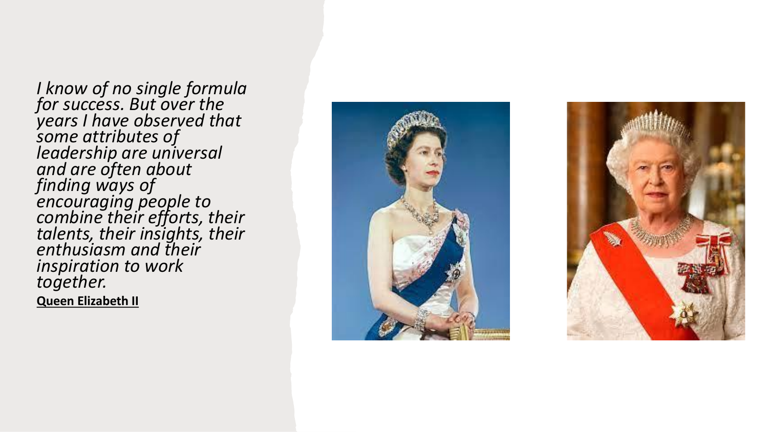*I know of no single formula for success. But over the years I have observed that some attributes of leadership are universal and are often about finding ways of encouraging people to combine their efforts, their talents, their insights, their enthusiasm and their inspiration to work together.*

**Queen Elizabeth II**